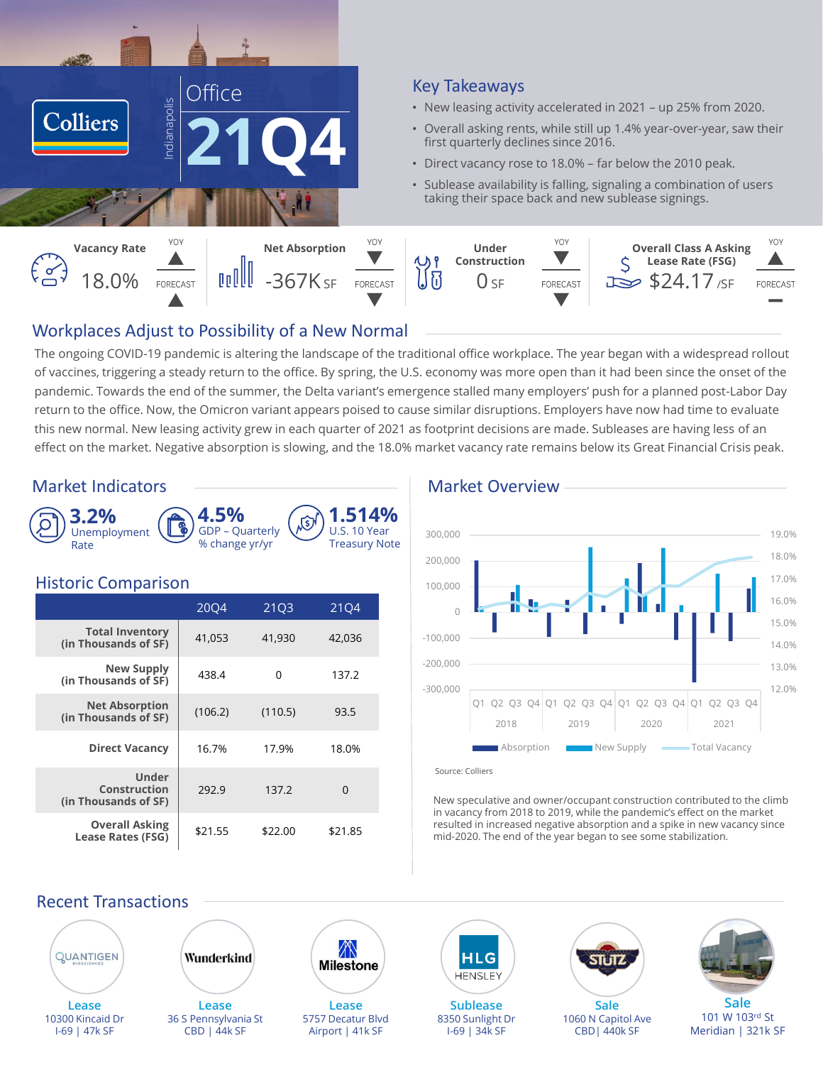# Colliers | Indianapolis | Office 21Q4

## Key Takeaways

- New leasing activity accelerated in 2021 – up 25% from 2020.
- Overall asking rents, while still up 1.4% year-over-year, saw their first quarterly declines since 2016.
- Direct vacancy rose to 18.0% – far below the 2010 peak.
- Sublease availability is falling, signaling a combination of users taking their space back and new sublease signings.

| Indicator | Value | YOY | Forecast |
|---|---|---|---|
| Vacancy Rate | 18.0% | ▲ | ▲ |
| Net Absorption | -367K SF | ▼ | ▼ |
| Under Construction | 0 SF | ▼ | ▼ |
| Overall Class A Asking Lease Rate (FSG) | $24.17 /SF | ▲ | — |

## Workplaces Adjust to Possibility of a New Normal

The ongoing COVID-19 pandemic is altering the landscape of the traditional office workplace. The year began with a widespread rollout of vaccines, triggering a steady return to the office. By spring, the U.S. economy was more open than it had been since the onset of the pandemic. Towards the end of the summer, the Delta variant's emergence stalled many employers' push for a planned post-Labor Day return to the office. Now, the Omicron variant appears poised to cause similar disruptions. Employers have now had time to evaluate this new normal. New leasing activity grew in each quarter of 2021 as footprint decisions are made. Subleases are having less of an effect on the market. Negative absorption is slowing, and the 18.0% market vacancy rate remains below its Great Financial Crisis peak.

## Market Indicators

- **3.2%** Unemployment Rate
- **4.5%** GDP – Quarterly % change yr/yr
- **1.514%** U.S. 10 Year Treasury Note

## Historic Comparison

| | 20Q4 | 21Q3 | 21Q4 |
|---|---|---|---|
| Total Inventory (in Thousands of SF) | 41,053 | 41,930 | 42,036 |
| New Supply (in Thousands of SF) | 438.4 | 0 | 137.2 |
| Net Absorption (in Thousands of SF) | (106.2) | (110.5) | 93.5 |
| Direct Vacancy | 16.7% | 17.9% | 18.0% |
| Under Construction (in Thousands of SF) | 292.9 | 137.2 | 0 |
| Overall Asking Lease Rates (FSG) | $21.55 | $22.00 | $21.85 |

## Market Overview

Absorption / New Supply / Total Vacancy, Q1 2018 – Q4 2021

Source: Colliers

New speculative and owner/occupant construction contributed to the climb in vacancy from 2018 to 2019, while the pandemic's effect on the market resulted in increased negative absorption and a spike in new vacancy since mid-2020. The end of the year began to see some stabilization.

## Recent Transactions

| Tenant/Buyer | Type | Address | Submarket | Size |
|---|---|---|---|---|
| Quantigen | Lease | 10300 Kincaid Dr | I-69 | 47k SF |
| Wunderkind | Lease | 36 S Pennsylvania St | CBD | 44k SF |
| Milestone | Lease | 5757 Decatur Blvd | Airport | 41k SF |
| HLG Hensley | Sublease | 8350 Sunlight Dr | I-69 | 34k SF |
| Stutz | Sale | 1060 N Capitol Ave | CBD | 440k SF |
| | Sale | 101 W 103rd St | Meridian | 321k SF |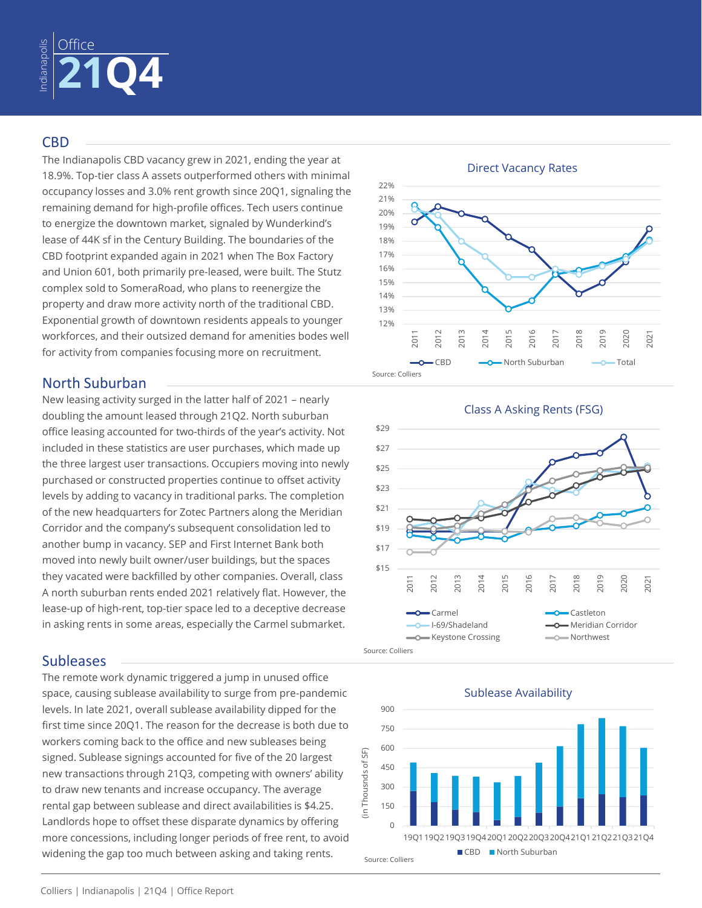Office

# 21Q4

## CBD

The Indianapolis CBD vacancy grew in 2021, ending the year at 18.9%. Top-tier class A assets outperformed others with minimal occupancy losses and 3.0% rent growth since 20Q1, signaling the remaining demand for high-profile offices. Tech users continue to energize the downtown market, signaled by Wunderkind's lease of 44K sf in the Century Building. The boundaries of the CBD footprint expanded again in 2021 when The Box Factory and Union 601, both primarily pre-leased, were built. The Stutz complex sold to SomeraRoad, who plans to reenergize the property and draw more activity north of the traditional CBD. Exponential growth of downtown residents appeals to younger workforces, and their outsized demand for amenities bodes well for activity from companies focusing more on recruitment.

Direct Vacancy Rates

Source: Colliers

## North Suburban

New leasing activity surged in the latter half of 2021 – nearly doubling the amount leased through 21Q2. North suburban office leasing accounted for two-thirds of the year's activity. Not included in these statistics are user purchases, which made up the three largest user transactions. Occupiers moving into newly purchased or constructed properties continue to offset activity levels by adding to vacancy in traditional parks. The completion of the new headquarters for Zotec Partners along the Meridian Corridor and the company's subsequent consolidation led to another bump in vacancy. SEP and First Internet Bank both moved into newly built owner/user buildings, but the spaces they vacated were backfilled by other companies. Overall, class A north suburban rents ended 2021 relatively flat. However, the lease-up of high-rent, top-tier space led to a deceptive decrease in asking rents in some areas, especially the Carmel submarket.

Class A Asking Rents (FSG)

Source: Colliers

## Subleases

The remote work dynamic triggered a jump in unused office space, causing sublease availability to surge from pre-pandemic levels. In late 2021, overall sublease availability dipped for the first time since 20Q1. The reason for the decrease is both due to workers coming back to the office and new subleases being signed. Sublease signings accounted for five of the 20 largest new transactions through 21Q3, competing with owners' ability to draw new tenants and increase occupancy. The average rental gap between sublease and direct availabilities is $4.25. Landlords hope to offset these disparate dynamics by offering more concessions, including longer periods of free rent, to avoid widening the gap too much between asking and taking rents.

Sublease Availability

Source: Colliers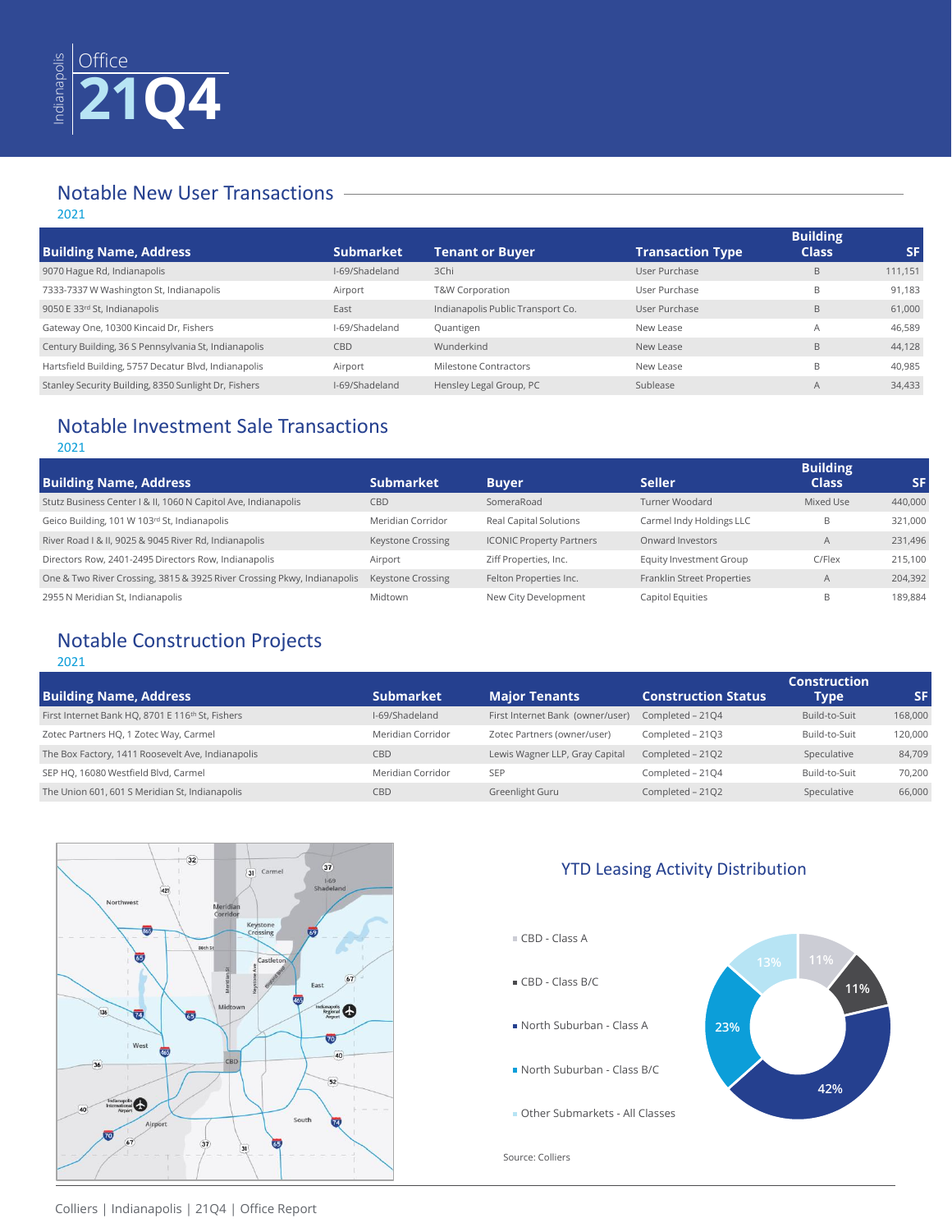Indianapolis | Office

# 21Q4

## Notable New User Transactions

2021

| Building Name, Address | Submarket | Tenant or Buyer | Transaction Type | Building Class | SF |
|---|---|---|---|---|---|
| 9070 Hague Rd, Indianapolis | I-69/Shadeland | 3Chi | User Purchase | B | 111,151 |
| 7333-7337 W Washington St, Indianapolis | Airport | T&W Corporation | User Purchase | B | 91,183 |
| 9050 E 33rd St, Indianapolis | East | Indianapolis Public Transport Co. | User Purchase | B | 61,000 |
| Gateway One, 10300 Kincaid Dr, Fishers | I-69/Shadeland | Quantigen | New Lease | A | 46,589 |
| Century Building, 36 S Pennsylvania St, Indianapolis | CBD | Wunderkind | New Lease | B | 44,128 |
| Hartsfield Building, 5757 Decatur Blvd, Indianapolis | Airport | Milestone Contractors | New Lease | B | 40,985 |
| Stanley Security Building, 8350 Sunlight Dr, Fishers | I-69/Shadeland | Hensley Legal Group, PC | Sublease | A | 34,433 |

## Notable Investment Sale Transactions

2021

| Building Name, Address | Submarket | Buyer | Seller | Building Class | SF |
|---|---|---|---|---|---|
| Stutz Business Center I & II, 1060 N Capitol Ave, Indianapolis | CBD | SomeraRoad | Turner Woodard | Mixed Use | 440,000 |
| Geico Building, 101 W 103rd St, Indianapolis | Meridian Corridor | Real Capital Solutions | Carmel Indy Holdings LLC | B | 321,000 |
| River Road I & II, 9025 & 9045 River Rd, Indianapolis | Keystone Crossing | ICONIC Property Partners | Onward Investors | A | 231,496 |
| Directors Row, 2401-2495 Directors Row, Indianapolis | Airport | Ziff Properties, Inc. | Equity Investment Group | C/Flex | 215,100 |
| One & Two River Crossing, 3815 & 3925 River Crossing Pkwy, Indianapolis | Keystone Crossing | Felton Properties Inc. | Franklin Street Properties | A | 204,392 |
| 2955 N Meridian St, Indianapolis | Midtown | New City Development | Capitol Equities | B | 189,884 |

## Notable Construction Projects

2021

| Building Name, Address | Submarket | Major Tenants | Construction Status | Construction Type | SF |
|---|---|---|---|---|---|
| First Internet Bank HQ, 8701 E 116th St, Fishers | I-69/Shadeland | First Internet Bank (owner/user) | Completed – 21Q4 | Build-to-Suit | 168,000 |
| Zotec Partners HQ, 1 Zotec Way, Carmel | Meridian Corridor | Zotec Partners (owner/user) | Completed – 21Q3 | Build-to-Suit | 120,000 |
| The Box Factory, 1411 Roosevelt Ave, Indianapolis | CBD | Lewis Wagner LLP, Gray Capital | Completed – 21Q2 | Speculative | 84,709 |
| SEP HQ, 16080 Westfield Blvd, Carmel | Meridian Corridor | SEP | Completed – 21Q4 | Build-to-Suit | 70,200 |
| The Union 601, 601 S Meridian St, Indianapolis | CBD | Greenlight Guru | Completed – 21Q2 | Speculative | 66,000 |

## YTD Leasing Activity Distribution

| Category | Share |
|---|---|
| CBD - Class A | 11% |
| CBD - Class B/C | 11% |
| North Suburban - Class A | 42% |
| North Suburban - Class B/C | 23% |
| Other Submarkets - All Classes | 13% |

Source: Colliers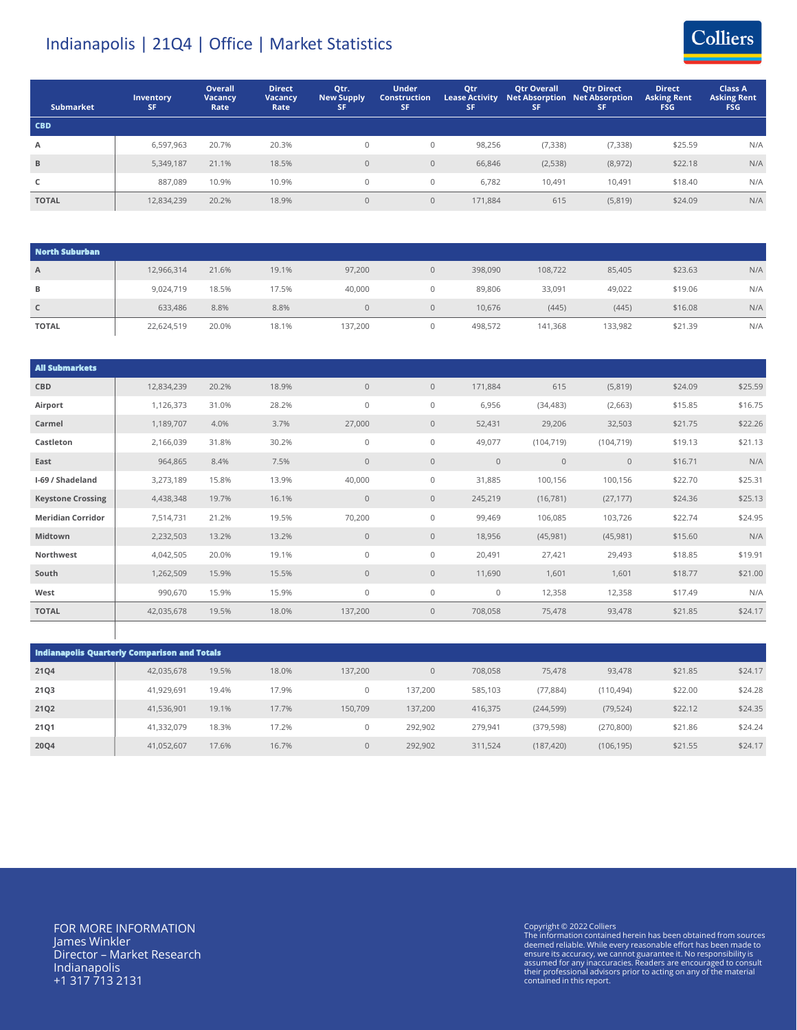# Indianapolis | 21Q4 | Office | Market Statistics

| Submarket | Inventory SF | Overall Vacancy Rate | Direct Vacancy Rate | Qtr. New Supply SF | Under Construction SF | Qtr Lease Activity SF | Qtr Overall Net Absorption SF | Qtr Direct Net Absorption SF | Direct Asking Rent FSG | Class A Asking Rent FSG |
|---|---|---|---|---|---|---|---|---|---|---|
| **CBD** | | | | | | | | | | |
| A | 6,597,963 | 20.7% | 20.3% | 0 | 0 | 98,256 | (7,338) | (7,338) | $25.59 | N/A |
| B | 5,349,187 | 21.1% | 18.5% | 0 | 0 | 66,846 | (2,538) | (8,972) | $22.18 | N/A |
| C | 887,089 | 10.9% | 10.9% | 0 | 0 | 6,782 | 10,491 | 10,491 | $18.40 | N/A |
| TOTAL | 12,834,239 | 20.2% | 18.9% | 0 | 0 | 171,884 | 615 | (5,819) | $24.09 | N/A |
| **North Suburban** | | | | | | | | | | |
| A | 12,966,314 | 21.6% | 19.1% | 97,200 | 0 | 398,090 | 108,722 | 85,405 | $23.63 | N/A |
| B | 9,024,719 | 18.5% | 17.5% | 40,000 | 0 | 89,806 | 33,091 | 49,022 | $19.06 | N/A |
| C | 633,486 | 8.8% | 8.8% | 0 | 0 | 10,676 | (445) | (445) | $16.08 | N/A |
| TOTAL | 22,624,519 | 20.0% | 18.1% | 137,200 | 0 | 498,572 | 141,368 | 133,982 | $21.39 | N/A |
| **All Submarkets** | | | | | | | | | | |
| CBD | 12,834,239 | 20.2% | 18.9% | 0 | 0 | 171,884 | 615 | (5,819) | $24.09 | $25.59 |
| Airport | 1,126,373 | 31.0% | 28.2% | 0 | 0 | 6,956 | (34,483) | (2,663) | $15.85 | $16.75 |
| Carmel | 1,189,707 | 4.0% | 3.7% | 27,000 | 0 | 52,431 | 29,206 | 32,503 | $21.75 | $22.26 |
| Castleton | 2,166,039 | 31.8% | 30.2% | 0 | 0 | 49,077 | (104,719) | (104,719) | $19.13 | $21.13 |
| East | 964,865 | 8.4% | 7.5% | 0 | 0 | 0 | 0 | 0 | $16.71 | N/A |
| I-69 / Shadeland | 3,273,189 | 15.8% | 13.9% | 40,000 | 0 | 31,885 | 100,156 | 100,156 | $22.70 | $25.31 |
| Keystone Crossing | 4,438,348 | 19.7% | 16.1% | 0 | 0 | 245,219 | (16,781) | (27,177) | $24.36 | $25.13 |
| Meridian Corridor | 7,514,731 | 21.2% | 19.5% | 70,200 | 0 | 99,469 | 106,085 | 103,726 | $22.74 | $24.95 |
| Midtown | 2,232,503 | 13.2% | 13.2% | 0 | 0 | 18,956 | (45,981) | (45,981) | $15.60 | N/A |
| Northwest | 4,042,505 | 20.0% | 19.1% | 0 | 0 | 20,491 | 27,421 | 29,493 | $18.85 | $19.91 |
| South | 1,262,509 | 15.9% | 15.5% | 0 | 0 | 11,690 | 1,601 | 1,601 | $18.77 | $21.00 |
| West | 990,670 | 15.9% | 15.9% | 0 | 0 | 0 | 12,358 | 12,358 | $17.49 | N/A |
| TOTAL | 42,035,678 | 19.5% | 18.0% | 137,200 | 0 | 708,058 | 75,478 | 93,478 | $21.85 | $24.17 |
| **Indianapolis Quarterly Comparison and Totals** | | | | | | | | | | |
| 21Q4 | 42,035,678 | 19.5% | 18.0% | 137,200 | 0 | 708,058 | 75,478 | 93,478 | $21.85 | $24.17 |
| 21Q3 | 41,929,691 | 19.4% | 17.9% | 0 | 137,200 | 585,103 | (77,884) | (110,494) | $22.00 | $24.28 |
| 21Q2 | 41,536,901 | 19.1% | 17.7% | 150,709 | 137,200 | 416,375 | (244,599) | (79,524) | $22.12 | $24.35 |
| 21Q1 | 41,332,079 | 18.3% | 17.2% | 0 | 292,902 | 279,941 | (379,598) | (270,800) | $21.86 | $24.24 |
| 20Q4 | 41,052,607 | 17.6% | 16.7% | 0 | 292,902 | 311,524 | (187,420) | (106,195) | $21.55 | $24.17 |

FOR MORE INFORMATION
James Winkler
Director – Market Research
Indianapolis
+1 317 713 2131

Copyright © 2022 Colliers
The information contained herein has been obtained from sources deemed reliable. While every reasonable effort has been made to ensure its accuracy, we cannot guarantee it. No responsibility is assumed for any inaccuracies. Readers are encouraged to consult their professional advisors prior to acting on any of the material contained in this report.